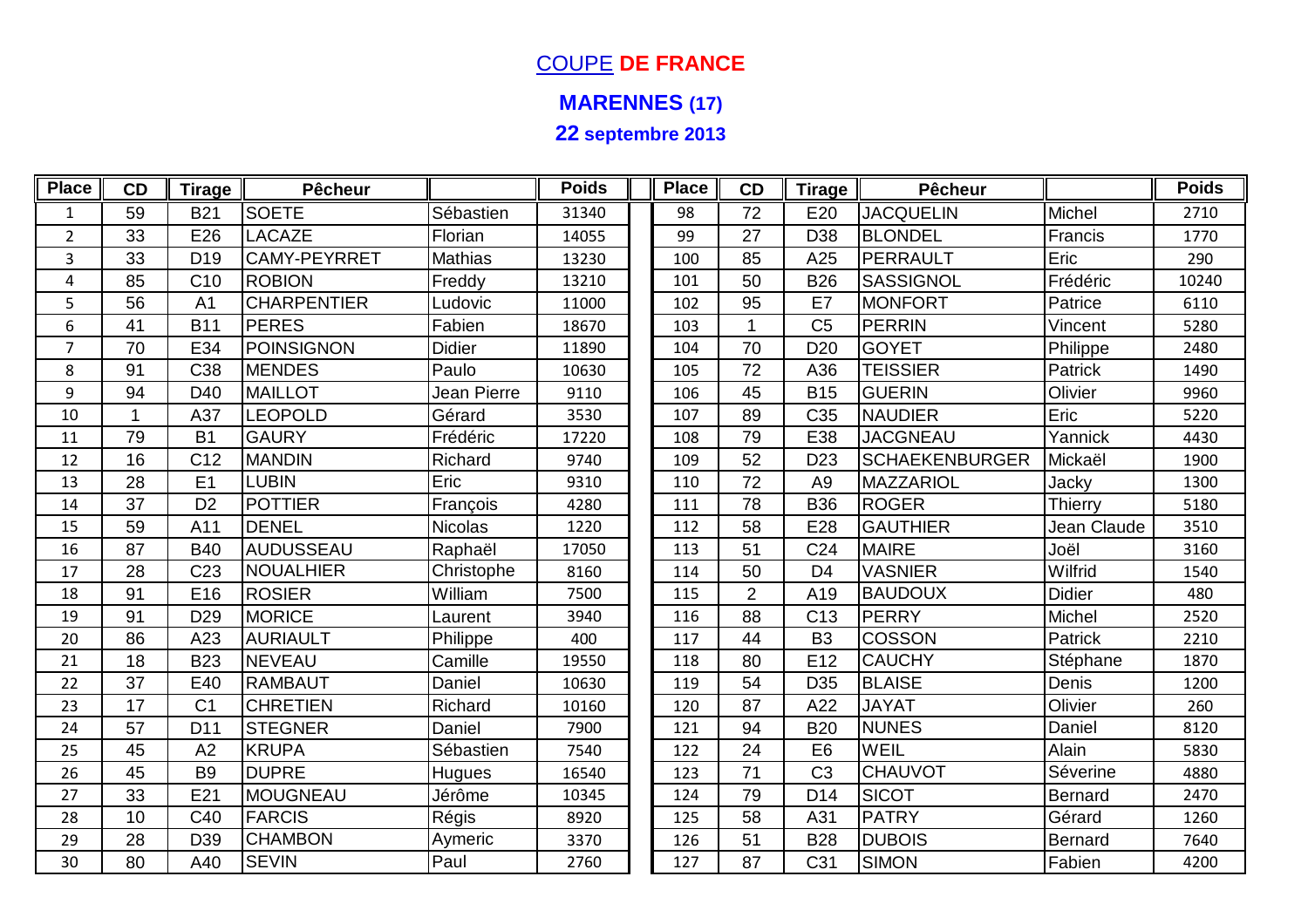# COUPE DE FRANCE

## MARENNES (17)

### 22 septembre 2013

| Place | CD | Tirage | Pêcheur | | Poids | Place | CD | Tirage | Pêcheur | | Poids |
|---|---|---|---|---|---|---|---|---|---|---|---|
| 1 | 59 | B21 | SOETE | Sébastien | 31340 | 98 | 72 | E20 | JACQUELIN | Michel | 2710 |
| 2 | 33 | E26 | LACAZE | Florian | 14055 | 99 | 27 | D38 | BLONDEL | Francis | 1770 |
| 3 | 33 | D19 | CAMY-PEYRRET | Mathias | 13230 | 100 | 85 | A25 | PERRAULT | Eric | 290 |
| 4 | 85 | C10 | ROBION | Freddy | 13210 | 101 | 50 | B26 | SASSIGNOL | Frédéric | 10240 |
| 5 | 56 | A1 | CHARPENTIER | Ludovic | 11000 | 102 | 95 | E7 | MONFORT | Patrice | 6110 |
| 6 | 41 | B11 | PERES | Fabien | 18670 | 103 | 1 | C5 | PERRIN | Vincent | 5280 |
| 7 | 70 | E34 | POINSIGNON | Didier | 11890 | 104 | 70 | D20 | GOYET | Philippe | 2480 |
| 8 | 91 | C38 | MENDES | Paulo | 10630 | 105 | 72 | A36 | TEISSIER | Patrick | 1490 |
| 9 | 94 | D40 | MAILLOT | Jean Pierre | 9110 | 106 | 45 | B15 | GUERIN | Olivier | 9960 |
| 10 | 1 | A37 | LEOPOLD | Gérard | 3530 | 107 | 89 | C35 | NAUDIER | Eric | 5220 |
| 11 | 79 | B1 | GAURY | Frédéric | 17220 | 108 | 79 | E38 | JACGNEAU | Yannick | 4430 |
| 12 | 16 | C12 | MANDIN | Richard | 9740 | 109 | 52 | D23 | SCHAEKENBURGER | Mickaël | 1900 |
| 13 | 28 | E1 | LUBIN | Eric | 9310 | 110 | 72 | A9 | MAZZARIOL | Jacky | 1300 |
| 14 | 37 | D2 | POTTIER | François | 4280 | 111 | 78 | B36 | ROGER | Thierry | 5180 |
| 15 | 59 | A11 | DENEL | Nicolas | 1220 | 112 | 58 | E28 | GAUTHIER | Jean Claude | 3510 |
| 16 | 87 | B40 | AUDUSSEAU | Raphaël | 17050 | 113 | 51 | C24 | MAIRE | Joël | 3160 |
| 17 | 28 | C23 | NOUALHIER | Christophe | 8160 | 114 | 50 | D4 | VASNIER | Wilfrid | 1540 |
| 18 | 91 | E16 | ROSIER | William | 7500 | 115 | 2 | A19 | BAUDOUX | Didier | 480 |
| 19 | 91 | D29 | MORICE | Laurent | 3940 | 116 | 88 | C13 | PERRY | Michel | 2520 |
| 20 | 86 | A23 | AURIAULT | Philippe | 400 | 117 | 44 | B3 | COSSON | Patrick | 2210 |
| 21 | 18 | B23 | NEVEAU | Camille | 19550 | 118 | 80 | E12 | CAUCHY | Stéphane | 1870 |
| 22 | 37 | E40 | RAMBAUT | Daniel | 10630 | 119 | 54 | D35 | BLAISE | Denis | 1200 |
| 23 | 17 | C1 | CHRETIEN | Richard | 10160 | 120 | 87 | A22 | JAYAT | Olivier | 260 |
| 24 | 57 | D11 | STEGNER | Daniel | 7900 | 121 | 94 | B20 | NUNES | Daniel | 8120 |
| 25 | 45 | A2 | KRUPA | Sébastien | 7540 | 122 | 24 | E6 | WEIL | Alain | 5830 |
| 26 | 45 | B9 | DUPRE | Hugues | 16540 | 123 | 71 | C3 | CHAUVOT | Séverine | 4880 |
| 27 | 33 | E21 | MOUGNEAU | Jérôme | 10345 | 124 | 79 | D14 | SICOT | Bernard | 2470 |
| 28 | 10 | C40 | FARCIS | Régis | 8920 | 125 | 58 | A31 | PATRY | Gérard | 1260 |
| 29 | 28 | D39 | CHAMBON | Aymeric | 3370 | 126 | 51 | B28 | DUBOIS | Bernard | 7640 |
| 30 | 80 | A40 | SEVIN | Paul | 2760 | 127 | 87 | C31 | SIMON | Fabien | 4200 |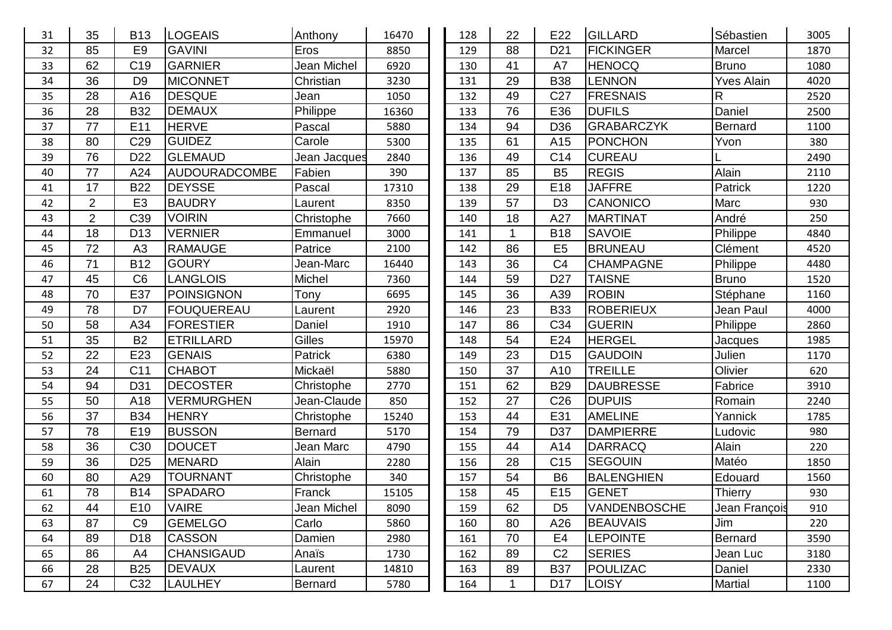| | | | | | |
|---|---|---|---|---|---|
| 31 | 35 | B13 | LOGEAIS | Anthony | 16470 |
| 32 | 85 | E9 | GAVINI | Eros | 8850 |
| 33 | 62 | C19 | GARNIER | Jean Michel | 6920 |
| 34 | 36 | D9 | MICONNET | Christian | 3230 |
| 35 | 28 | A16 | DESQUE | Jean | 1050 |
| 36 | 28 | B32 | DEMAUX | Philippe | 16360 |
| 37 | 77 | E11 | HERVE | Pascal | 5880 |
| 38 | 80 | C29 | GUIDEZ | Carole | 5300 |
| 39 | 76 | D22 | GLEMAUD | Jean Jacques | 2840 |
| 40 | 77 | A24 | AUDOURADCOMBE | Fabien | 390 |
| 41 | 17 | B22 | DEYSSE | Pascal | 17310 |
| 42 | 2 | E3 | BAUDRY | Laurent | 8350 |
| 43 | 2 | C39 | VOIRIN | Christophe | 7660 |
| 44 | 18 | D13 | VERNIER | Emmanuel | 3000 |
| 45 | 72 | A3 | RAMAUGE | Patrice | 2100 |
| 46 | 71 | B12 | GOURY | Jean-Marc | 16440 |
| 47 | 45 | C6 | LANGLOIS | Michel | 7360 |
| 48 | 70 | E37 | POINSIGNON | Tony | 6695 |
| 49 | 78 | D7 | FOUQUEREAU | Laurent | 2920 |
| 50 | 58 | A34 | FORESTIER | Daniel | 1910 |
| 51 | 35 | B2 | ETRILLARD | Gilles | 15970 |
| 52 | 22 | E23 | GENAIS | Patrick | 6380 |
| 53 | 24 | C11 | CHABOT | Mickaël | 5880 |
| 54 | 94 | D31 | DECOSTER | Christophe | 2770 |
| 55 | 50 | A18 | VERMURGHEN | Jean-Claude | 850 |
| 56 | 37 | B34 | HENRY | Christophe | 15240 |
| 57 | 78 | E19 | BUSSON | Bernard | 5170 |
| 58 | 36 | C30 | DOUCET | Jean Marc | 4790 |
| 59 | 36 | D25 | MENARD | Alain | 2280 |
| 60 | 80 | A29 | TOURNANT | Christophe | 340 |
| 61 | 78 | B14 | SPADARO | Franck | 15105 |
| 62 | 44 | E10 | VAIRE | Jean Michel | 8090 |
| 63 | 87 | C9 | GEMELGO | Carlo | 5860 |
| 64 | 89 | D18 | CASSON | Damien | 2980 |
| 65 | 86 | A4 | CHANSIGAUD | Anaïs | 1730 |
| 66 | 28 | B25 | DEVAUX | Laurent | 14810 |
| 67 | 24 | C32 | LAULHEY | Bernard | 5780 |
| 128 | 22 | E22 | GILLARD | Sébastien | 3005 |
| 129 | 88 | D21 | FICKINGER | Marcel | 1870 |
| 130 | 41 | A7 | HENOCQ | Bruno | 1080 |
| 131 | 29 | B38 | LENNON | Yves Alain | 4020 |
| 132 | 49 | C27 | FRESNAIS | R | 2520 |
| 133 | 76 | E36 | DUFILS | Daniel | 2500 |
| 134 | 94 | D36 | GRABARCZYK | Bernard | 1100 |
| 135 | 61 | A15 | PONCHON | Yvon | 380 |
| 136 | 49 | C14 | CUREAU | L | 2490 |
| 137 | 85 | B5 | REGIS | Alain | 2110 |
| 138 | 29 | E18 | JAFFRE | Patrick | 1220 |
| 139 | 57 | D3 | CANONICO | Marc | 930 |
| 140 | 18 | A27 | MARTINAT | André | 250 |
| 141 | 1 | B18 | SAVOIE | Philippe | 4840 |
| 142 | 86 | E5 | BRUNEAU | Clément | 4520 |
| 143 | 36 | C4 | CHAMPAGNE | Philippe | 4480 |
| 144 | 59 | D27 | TAISNE | Bruno | 1520 |
| 145 | 36 | A39 | ROBIN | Stéphane | 1160 |
| 146 | 23 | B33 | ROBERIEUX | Jean Paul | 4000 |
| 147 | 86 | C34 | GUERIN | Philippe | 2860 |
| 148 | 54 | E24 | HERGEL | Jacques | 1985 |
| 149 | 23 | D15 | GAUDOIN | Julien | 1170 |
| 150 | 37 | A10 | TREILLE | Olivier | 620 |
| 151 | 62 | B29 | DAUBRESSE | Fabrice | 3910 |
| 152 | 27 | C26 | DUPUIS | Romain | 2240 |
| 153 | 44 | E31 | AMELINE | Yannick | 1785 |
| 154 | 79 | D37 | DAMPIERRE | Ludovic | 980 |
| 155 | 44 | A14 | DARRACQ | Alain | 220 |
| 156 | 28 | C15 | SEGOUIN | Matéo | 1850 |
| 157 | 54 | B6 | BALENGHIEN | Edouard | 1560 |
| 158 | 45 | E15 | GENET | Thierry | 930 |
| 159 | 62 | D5 | VANDENBOSCHE | Jean François | 910 |
| 160 | 80 | A26 | BEAUVAIS | Jim | 220 |
| 161 | 70 | E4 | LEPOINTE | Bernard | 3590 |
| 162 | 89 | C2 | SERIES | Jean Luc | 3180 |
| 163 | 89 | B37 | POULIZAC | Daniel | 2330 |
| 164 | 1 | D17 | LOISY | Martial | 1100 |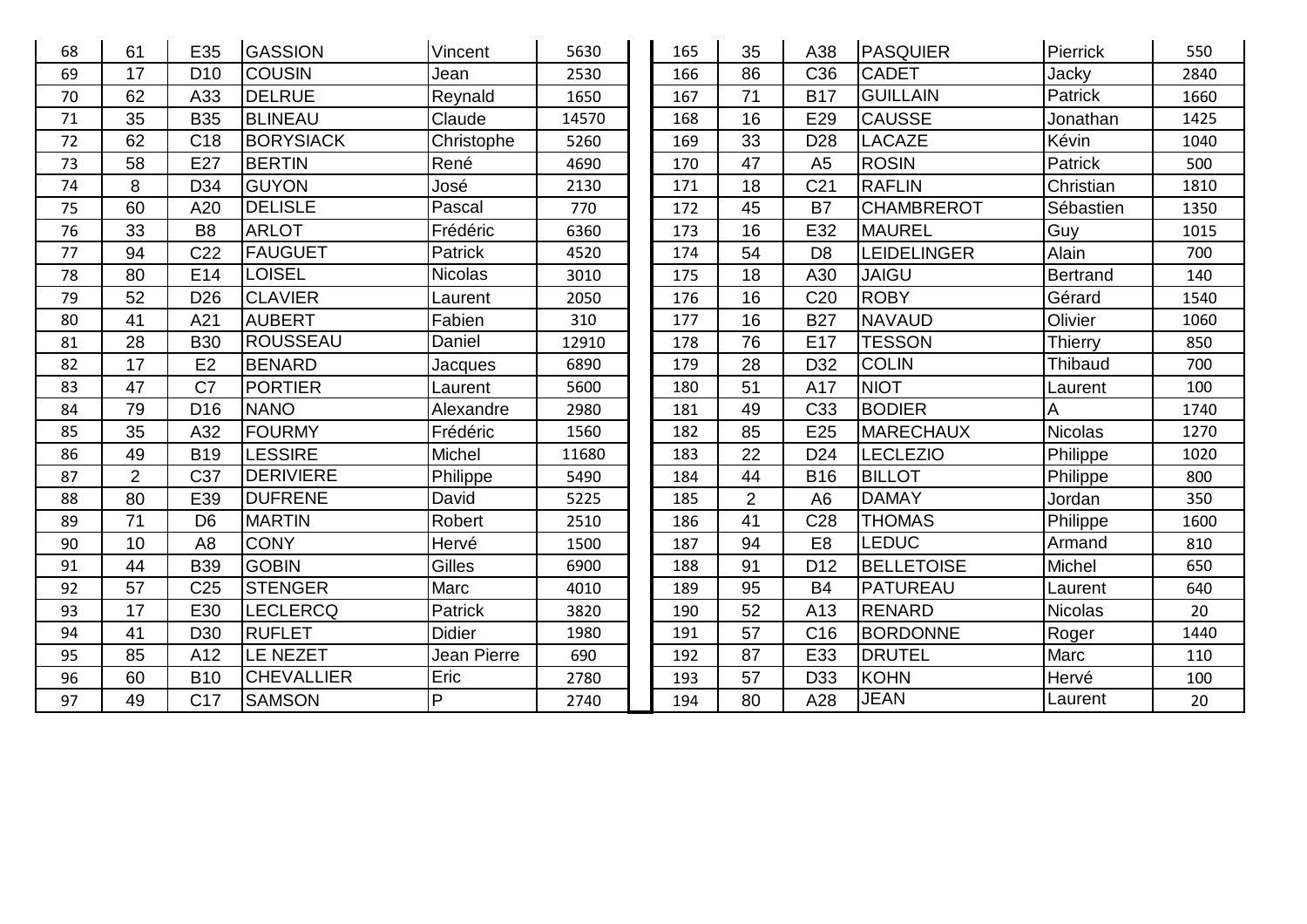| | | | | | | | | | | | |
|---|---|---|---|---|---|---|---|---|---|---|---|
| 68 | 61 | E35 | GASSION | Vincent | 5630 | 165 | 35 | A38 | PASQUIER | Pierrick | 550 |
| 69 | 17 | D10 | COUSIN | Jean | 2530 | 166 | 86 | C36 | CADET | Jacky | 2840 |
| 70 | 62 | A33 | DELRUE | Reynald | 1650 | 167 | 71 | B17 | GUILLAIN | Patrick | 1660 |
| 71 | 35 | B35 | BLINEAU | Claude | 14570 | 168 | 16 | E29 | CAUSSE | Jonathan | 1425 |
| 72 | 62 | C18 | BORYSIACK | Christophe | 5260 | 169 | 33 | D28 | LACAZE | Kévin | 1040 |
| 73 | 58 | E27 | BERTIN | René | 4690 | 170 | 47 | A5 | ROSIN | Patrick | 500 |
| 74 | 8 | D34 | GUYON | José | 2130 | 171 | 18 | C21 | RAFLIN | Christian | 1810 |
| 75 | 60 | A20 | DELISLE | Pascal | 770 | 172 | 45 | B7 | CHAMBREROT | Sébastien | 1350 |
| 76 | 33 | B8 | ARLOT | Frédéric | 6360 | 173 | 16 | E32 | MAUREL | Guy | 1015 |
| 77 | 94 | C22 | FAUGUET | Patrick | 4520 | 174 | 54 | D8 | LEIDELINGER | Alain | 700 |
| 78 | 80 | E14 | LOISEL | Nicolas | 3010 | 175 | 18 | A30 | JAIGU | Bertrand | 140 |
| 79 | 52 | D26 | CLAVIER | Laurent | 2050 | 176 | 16 | C20 | ROBY | Gérard | 1540 |
| 80 | 41 | A21 | AUBERT | Fabien | 310 | 177 | 16 | B27 | NAVAUD | Olivier | 1060 |
| 81 | 28 | B30 | ROUSSEAU | Daniel | 12910 | 178 | 76 | E17 | TESSON | Thierry | 850 |
| 82 | 17 | E2 | BENARD | Jacques | 6890 | 179 | 28 | D32 | COLIN | Thibaud | 700 |
| 83 | 47 | C7 | PORTIER | Laurent | 5600 | 180 | 51 | A17 | NIOT | Laurent | 100 |
| 84 | 79 | D16 | NANO | Alexandre | 2980 | 181 | 49 | C33 | BODIER | A | 1740 |
| 85 | 35 | A32 | FOURMY | Frédéric | 1560 | 182 | 85 | E25 | MARECHAUX | Nicolas | 1270 |
| 86 | 49 | B19 | LESSIRE | Michel | 11680 | 183 | 22 | D24 | LECLEZIO | Philippe | 1020 |
| 87 | 2 | C37 | DERIVIERE | Philippe | 5490 | 184 | 44 | B16 | BILLOT | Philippe | 800 |
| 88 | 80 | E39 | DUFRENE | David | 5225 | 185 | 2 | A6 | DAMAY | Jordan | 350 |
| 89 | 71 | D6 | MARTIN | Robert | 2510 | 186 | 41 | C28 | THOMAS | Philippe | 1600 |
| 90 | 10 | A8 | CONY | Hervé | 1500 | 187 | 94 | E8 | LEDUC | Armand | 810 |
| 91 | 44 | B39 | GOBIN | Gilles | 6900 | 188 | 91 | D12 | BELLETOISE | Michel | 650 |
| 92 | 57 | C25 | STENGER | Marc | 4010 | 189 | 95 | B4 | PATUREAU | Laurent | 640 |
| 93 | 17 | E30 | LECLERCQ | Patrick | 3820 | 190 | 52 | A13 | RENARD | Nicolas | 20 |
| 94 | 41 | D30 | RUFLET | Didier | 1980 | 191 | 57 | C16 | BORDONNE | Roger | 1440 |
| 95 | 85 | A12 | LE NEZET | Jean Pierre | 690 | 192 | 87 | E33 | DRUTEL | Marc | 110 |
| 96 | 60 | B10 | CHEVALLIER | Eric | 2780 | 193 | 57 | D33 | KOHN | Hervé | 100 |
| 97 | 49 | C17 | SAMSON | P | 2740 | 194 | 80 | A28 | JEAN | Laurent | 20 |